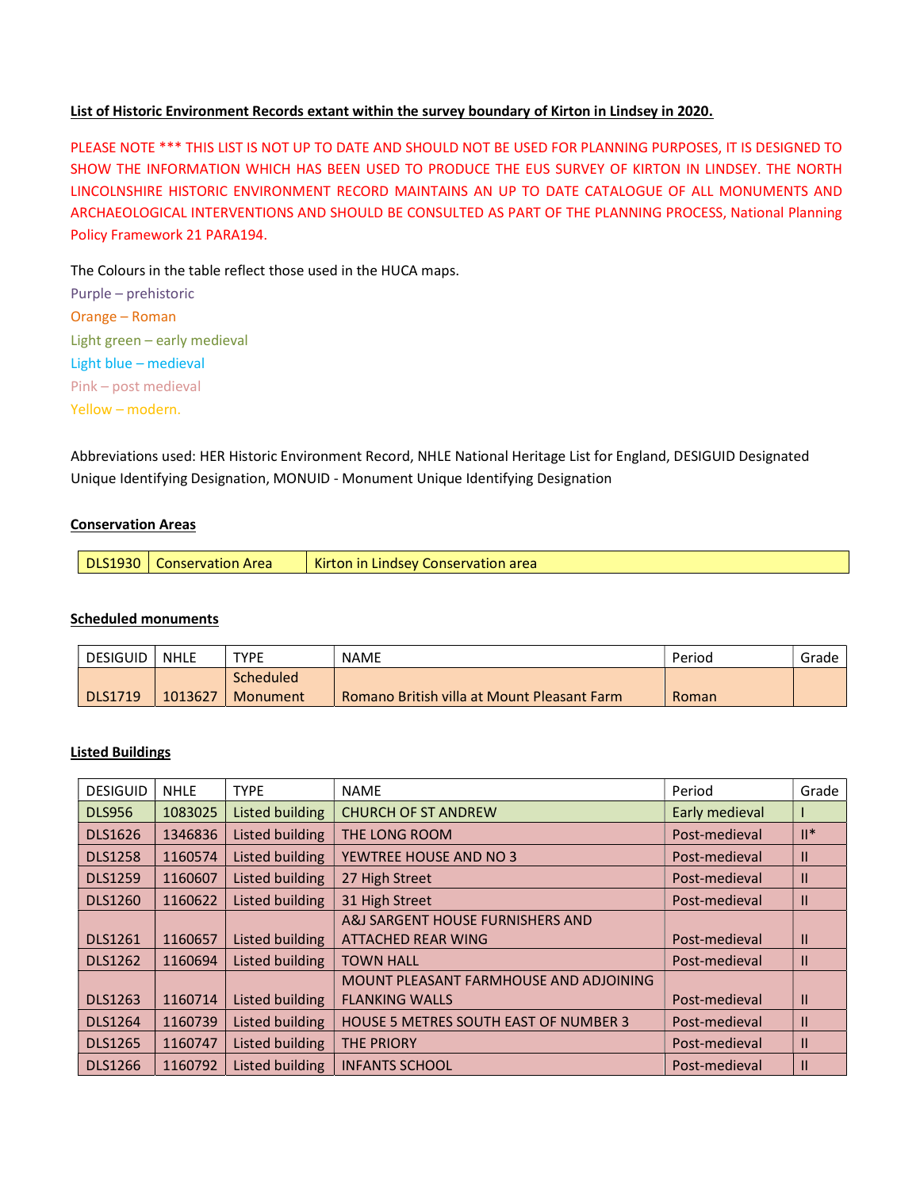**List of Historic Environment Records extant within the survey boundary of Kirton in Lindsey in 2020.**

PLEASE NOTE *** THIS LIST IS NOT UP TO DATE AND SHOULD NOT BE USED FOR PLANNING PURPOSES, IT IS DESIGNED TO SHOW THE INFORMATION WHICH HAS BEEN USED TO PRODUCE THE EUS SURVEY OF KIRTON IN LINDSEY. THE NORTH LINCOLNSHIRE HISTORIC ENVIRONMENT RECORD MAINTAINS AN UP TO DATE CATALOGUE OF ALL MONUMENTS AND ARCHAEOLOGICAL INTERVENTIONS AND SHOULD BE CONSULTED AS PART OF THE PLANNING PROCESS, National Planning Policy Framework 21 PARA194.

The Colours in the table reflect those used in the HUCA maps.

Purple – prehistoric
Orange – Roman
Light green – early medieval
Light blue – medieval
Pink – post medieval
Yellow – modern.

Abbreviations used: HER Historic Environment Record, NHLE National Heritage List for England, DESIGUID Designated Unique Identifying Designation, MONUID - Monument Unique Identifying Designation

**Conservation Areas**

| DLS1930 | Conservation Area | Kirton in Lindsey Conservation area |
|---|---|---|

**Scheduled monuments**

| DESIGUID | NHLE | TYPE | NAME | Period | Grade |
|---|---|---|---|---|---|
| DLS1719 | 1013627 | Scheduled Monument | Romano British villa at Mount Pleasant Farm | Roman | |

**Listed Buildings**

| DESIGUID | NHLE | TYPE | NAME | Period | Grade |
|---|---|---|---|---|---|
| DLS956 | 1083025 | Listed building | CHURCH OF ST ANDREW | Early medieval | I |
| DLS1626 | 1346836 | Listed building | THE LONG ROOM | Post-medieval | II* |
| DLS1258 | 1160574 | Listed building | YEWTREE HOUSE AND NO 3 | Post-medieval | II |
| DLS1259 | 1160607 | Listed building | 27 High Street | Post-medieval | II |
| DLS1260 | 1160622 | Listed building | 31 High Street | Post-medieval | II |
| DLS1261 | 1160657 | Listed building | A&J SARGENT HOUSE FURNISHERS AND ATTACHED REAR WING | Post-medieval | II |
| DLS1262 | 1160694 | Listed building | TOWN HALL | Post-medieval | II |
| DLS1263 | 1160714 | Listed building | MOUNT PLEASANT FARMHOUSE AND ADJOINING FLANKING WALLS | Post-medieval | II |
| DLS1264 | 1160739 | Listed building | HOUSE 5 METRES SOUTH EAST OF NUMBER 3 | Post-medieval | II |
| DLS1265 | 1160747 | Listed building | THE PRIORY | Post-medieval | II |
| DLS1266 | 1160792 | Listed building | INFANTS SCHOOL | Post-medieval | II |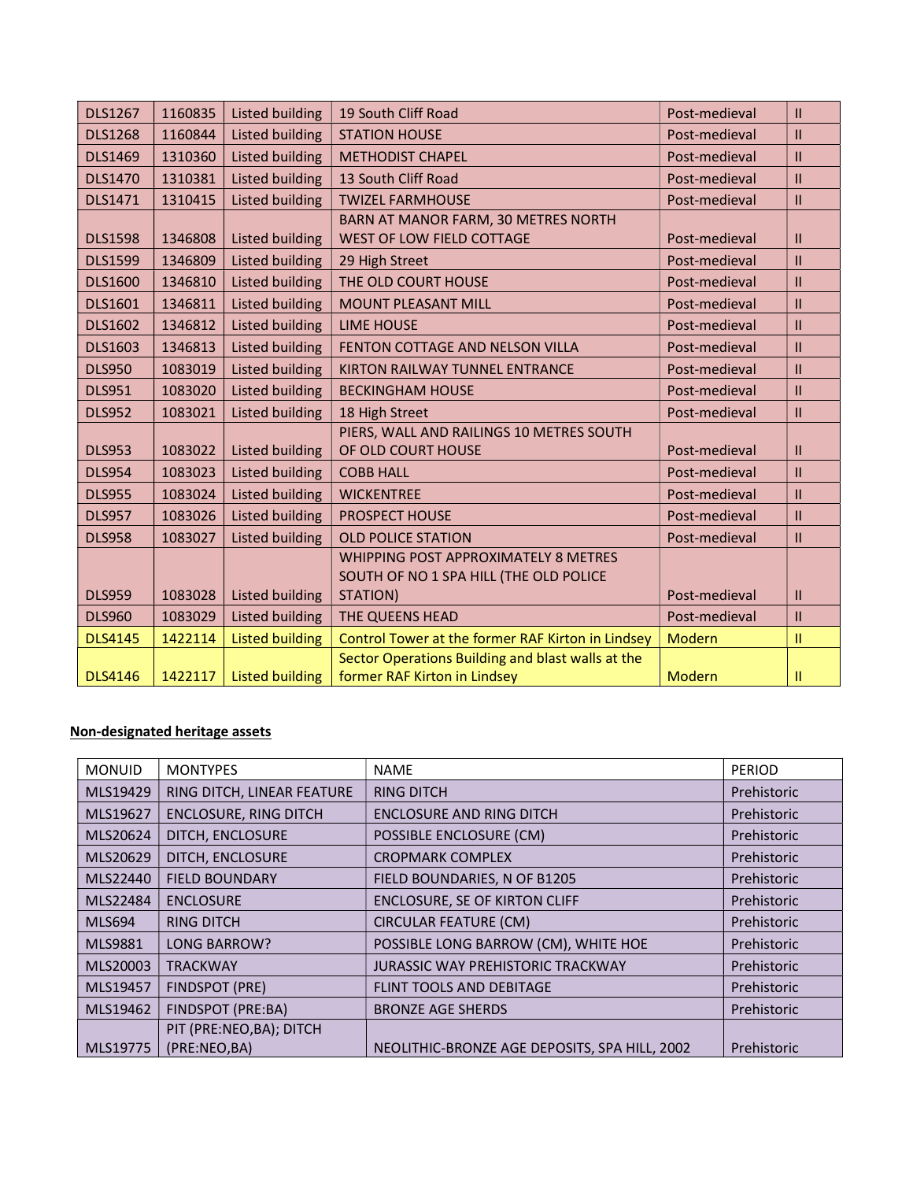| DLS1267 | 1160835 | Listed building | 19 South Cliff Road | Post-medieval | II |
|---|---|---|---|---|---|
| DLS1268 | 1160844 | Listed building | STATION HOUSE | Post-medieval | II |
| DLS1469 | 1310360 | Listed building | METHODIST CHAPEL | Post-medieval | II |
| DLS1470 | 1310381 | Listed building | 13 South Cliff Road | Post-medieval | II |
| DLS1471 | 1310415 | Listed building | TWIZEL FARMHOUSE | Post-medieval | II |
| DLS1598 | 1346808 | Listed building | BARN AT MANOR FARM, 30 METRES NORTH WEST OF LOW FIELD COTTAGE | Post-medieval | II |
| DLS1599 | 1346809 | Listed building | 29 High Street | Post-medieval | II |
| DLS1600 | 1346810 | Listed building | THE OLD COURT HOUSE | Post-medieval | II |
| DLS1601 | 1346811 | Listed building | MOUNT PLEASANT MILL | Post-medieval | II |
| DLS1602 | 1346812 | Listed building | LIME HOUSE | Post-medieval | II |
| DLS1603 | 1346813 | Listed building | FENTON COTTAGE AND NELSON VILLA | Post-medieval | II |
| DLS950 | 1083019 | Listed building | KIRTON RAILWAY TUNNEL ENTRANCE | Post-medieval | II |
| DLS951 | 1083020 | Listed building | BECKINGHAM HOUSE | Post-medieval | II |
| DLS952 | 1083021 | Listed building | 18 High Street | Post-medieval | II |
| DLS953 | 1083022 | Listed building | PIERS, WALL AND RAILINGS 10 METRES SOUTH OF OLD COURT HOUSE | Post-medieval | II |
| DLS954 | 1083023 | Listed building | COBB HALL | Post-medieval | II |
| DLS955 | 1083024 | Listed building | WICKENTREE | Post-medieval | II |
| DLS957 | 1083026 | Listed building | PROSPECT HOUSE | Post-medieval | II |
| DLS958 | 1083027 | Listed building | OLD POLICE STATION | Post-medieval | II |
| DLS959 | 1083028 | Listed building | WHIPPING POST APPROXIMATELY 8 METRES SOUTH OF NO 1 SPA HILL (THE OLD POLICE STATION) | Post-medieval | II |
| DLS960 | 1083029 | Listed building | THE QUEENS HEAD | Post-medieval | II |
| DLS4145 | 1422114 | Listed building | Control Tower at the former RAF Kirton in Lindsey | Modern | II |
| DLS4146 | 1422117 | Listed building | Sector Operations Building and blast walls at the former RAF Kirton in Lindsey | Modern | II |

**Non-designated heritage assets**

| MONUID | MONTYPES | NAME | PERIOD |
|---|---|---|---|
| MLS19429 | RING DITCH, LINEAR FEATURE | RING DITCH | Prehistoric |
| MLS19627 | ENCLOSURE, RING DITCH | ENCLOSURE AND RING DITCH | Prehistoric |
| MLS20624 | DITCH, ENCLOSURE | POSSIBLE ENCLOSURE (CM) | Prehistoric |
| MLS20629 | DITCH, ENCLOSURE | CROPMARK COMPLEX | Prehistoric |
| MLS22440 | FIELD BOUNDARY | FIELD BOUNDARIES, N OF B1205 | Prehistoric |
| MLS22484 | ENCLOSURE | ENCLOSURE, SE OF KIRTON CLIFF | Prehistoric |
| MLS694 | RING DITCH | CIRCULAR FEATURE (CM) | Prehistoric |
| MLS9881 | LONG BARROW? | POSSIBLE LONG BARROW (CM), WHITE HOE | Prehistoric |
| MLS20003 | TRACKWAY | JURASSIC WAY PREHISTORIC TRACKWAY | Prehistoric |
| MLS19457 | FINDSPOT (PRE) | FLINT TOOLS AND DEBITAGE | Prehistoric |
| MLS19462 | FINDSPOT (PRE:BA) | BRONZE AGE SHERDS | Prehistoric |
| MLS19775 | PIT (PRE:NEO,BA); DITCH (PRE:NEO,BA) | NEOLITHIC-BRONZE AGE DEPOSITS, SPA HILL, 2002 | Prehistoric |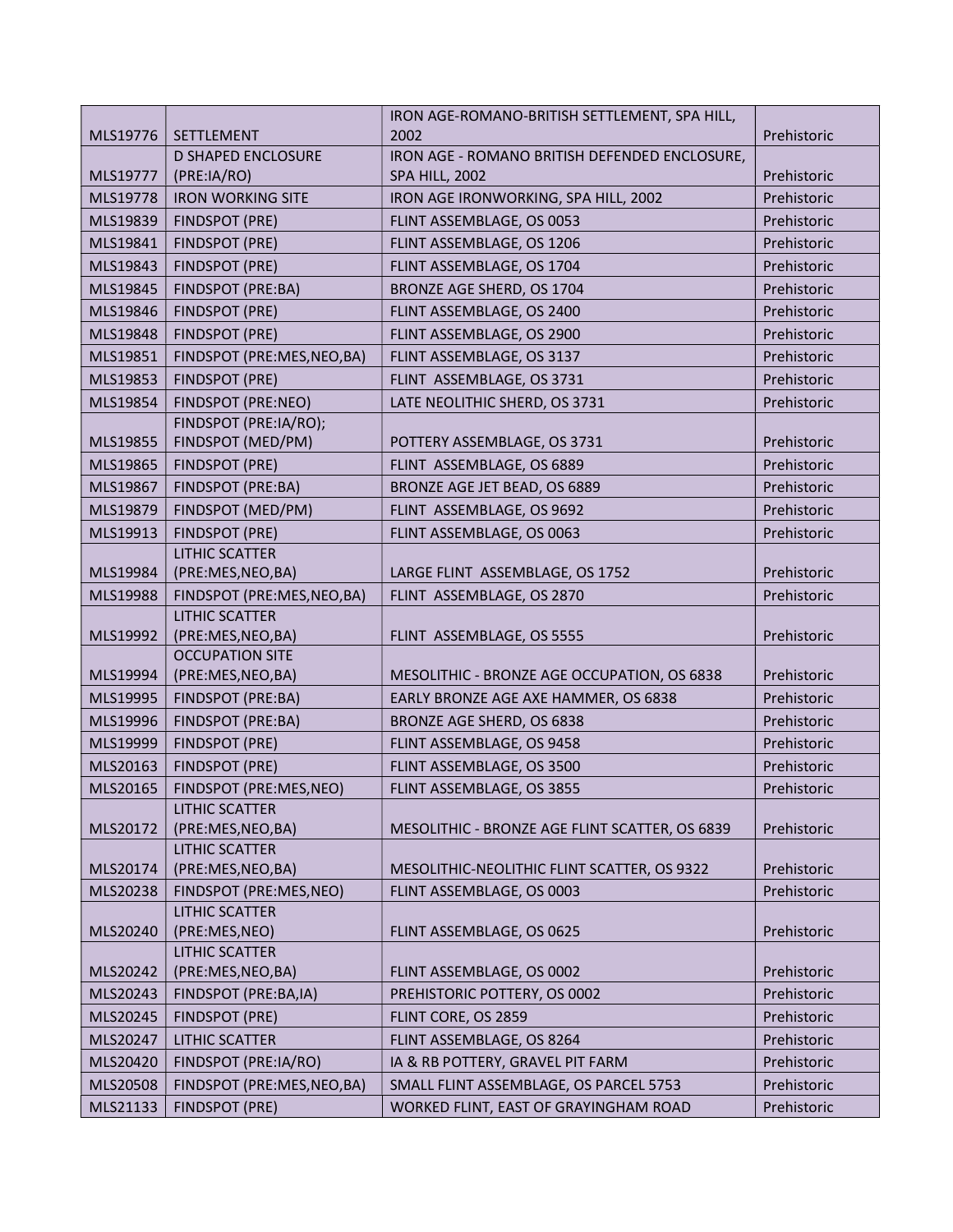| MLS19776 | SETTLEMENT | IRON AGE-ROMANO-BRITISH SETTLEMENT, SPA HILL, 2002 | Prehistoric |
|---|---|---|---|
| MLS19777 | D SHAPED ENCLOSURE (PRE:IA/RO) | IRON AGE - ROMANO BRITISH DEFENDED ENCLOSURE, SPA HILL, 2002 | Prehistoric |
| MLS19778 | IRON WORKING SITE | IRON AGE IRONWORKING, SPA HILL, 2002 | Prehistoric |
| MLS19839 | FINDSPOT (PRE) | FLINT ASSEMBLAGE, OS 0053 | Prehistoric |
| MLS19841 | FINDSPOT (PRE) | FLINT ASSEMBLAGE, OS 1206 | Prehistoric |
| MLS19843 | FINDSPOT (PRE) | FLINT ASSEMBLAGE, OS 1704 | Prehistoric |
| MLS19845 | FINDSPOT (PRE:BA) | BRONZE AGE SHERD, OS 1704 | Prehistoric |
| MLS19846 | FINDSPOT (PRE) | FLINT ASSEMBLAGE, OS 2400 | Prehistoric |
| MLS19848 | FINDSPOT (PRE) | FLINT ASSEMBLAGE, OS 2900 | Prehistoric |
| MLS19851 | FINDSPOT (PRE:MES,NEO,BA) | FLINT ASSEMBLAGE, OS 3137 | Prehistoric |
| MLS19853 | FINDSPOT (PRE) | FLINT ASSEMBLAGE, OS 3731 | Prehistoric |
| MLS19854 | FINDSPOT (PRE:NEO) | LATE NEOLITHIC SHERD, OS 3731 | Prehistoric |
| MLS19855 | FINDSPOT (PRE:IA/RO); FINDSPOT (MED/PM) | POTTERY ASSEMBLAGE, OS 3731 | Prehistoric |
| MLS19865 | FINDSPOT (PRE) | FLINT ASSEMBLAGE, OS 6889 | Prehistoric |
| MLS19867 | FINDSPOT (PRE:BA) | BRONZE AGE JET BEAD, OS 6889 | Prehistoric |
| MLS19879 | FINDSPOT (MED/PM) | FLINT ASSEMBLAGE, OS 9692 | Prehistoric |
| MLS19913 | FINDSPOT (PRE) | FLINT ASSEMBLAGE, OS 0063 | Prehistoric |
| MLS19984 | LITHIC SCATTER (PRE:MES,NEO,BA) | LARGE FLINT ASSEMBLAGE, OS 1752 | Prehistoric |
| MLS19988 | FINDSPOT (PRE:MES,NEO,BA) | FLINT ASSEMBLAGE, OS 2870 | Prehistoric |
| MLS19992 | LITHIC SCATTER (PRE:MES,NEO,BA) | FLINT ASSEMBLAGE, OS 5555 | Prehistoric |
| MLS19994 | OCCUPATION SITE (PRE:MES,NEO,BA) | MESOLITHIC - BRONZE AGE OCCUPATION, OS 6838 | Prehistoric |
| MLS19995 | FINDSPOT (PRE:BA) | EARLY BRONZE AGE AXE HAMMER, OS 6838 | Prehistoric |
| MLS19996 | FINDSPOT (PRE:BA) | BRONZE AGE SHERD, OS 6838 | Prehistoric |
| MLS19999 | FINDSPOT (PRE) | FLINT ASSEMBLAGE, OS 9458 | Prehistoric |
| MLS20163 | FINDSPOT (PRE) | FLINT ASSEMBLAGE, OS 3500 | Prehistoric |
| MLS20165 | FINDSPOT (PRE:MES,NEO) | FLINT ASSEMBLAGE, OS 3855 | Prehistoric |
| MLS20172 | LITHIC SCATTER (PRE:MES,NEO,BA) | MESOLITHIC - BRONZE AGE FLINT SCATTER, OS 6839 | Prehistoric |
| MLS20174 | LITHIC SCATTER (PRE:MES,NEO,BA) | MESOLITHIC-NEOLITHIC FLINT SCATTER, OS 9322 | Prehistoric |
| MLS20238 | FINDSPOT (PRE:MES,NEO) | FLINT ASSEMBLAGE, OS 0003 | Prehistoric |
| MLS20240 | LITHIC SCATTER (PRE:MES,NEO) | FLINT ASSEMBLAGE, OS 0625 | Prehistoric |
| MLS20242 | LITHIC SCATTER (PRE:MES,NEO,BA) | FLINT ASSEMBLAGE, OS 0002 | Prehistoric |
| MLS20243 | FINDSPOT (PRE:BA,IA) | PREHISTORIC POTTERY, OS 0002 | Prehistoric |
| MLS20245 | FINDSPOT (PRE) | FLINT CORE, OS 2859 | Prehistoric |
| MLS20247 | LITHIC SCATTER | FLINT ASSEMBLAGE, OS 8264 | Prehistoric |
| MLS20420 | FINDSPOT (PRE:IA/RO) | IA & RB POTTERY, GRAVEL PIT FARM | Prehistoric |
| MLS20508 | FINDSPOT (PRE:MES,NEO,BA) | SMALL FLINT ASSEMBLAGE, OS PARCEL 5753 | Prehistoric |
| MLS21133 | FINDSPOT (PRE) | WORKED FLINT, EAST OF GRAYINGHAM ROAD | Prehistoric |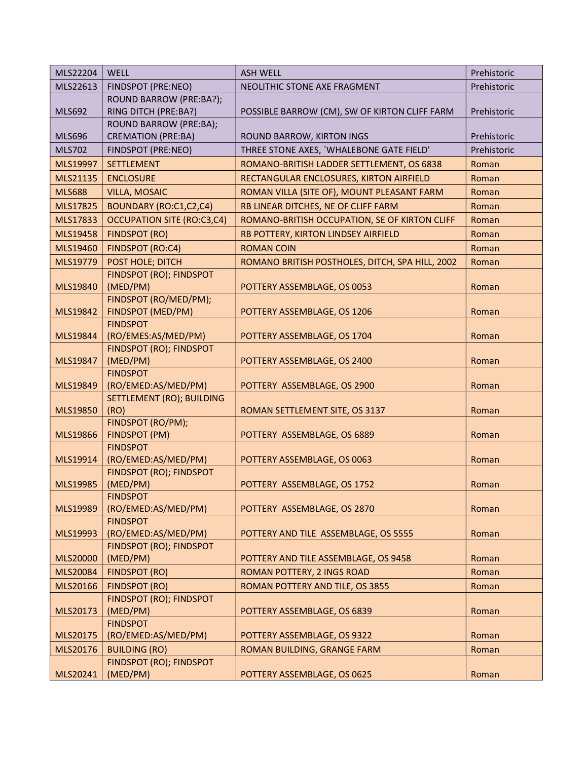| MLS22204 | WELL | ASH WELL | Prehistoric |
|---|---|---|---|
| MLS22613 | FINDSPOT (PRE:NEO) | NEOLITHIC STONE AXE FRAGMENT | Prehistoric |
| MLS692 | ROUND BARROW (PRE:BA?); RING DITCH (PRE:BA?) | POSSIBLE BARROW (CM), SW OF KIRTON CLIFF FARM | Prehistoric |
| MLS696 | ROUND BARROW (PRE:BA); CREMATION (PRE:BA) | ROUND BARROW, KIRTON INGS | Prehistoric |
| MLS702 | FINDSPOT (PRE:NEO) | THREE STONE AXES, `WHALEBONE GATE FIELD' | Prehistoric |
| MLS19997 | SETTLEMENT | ROMANO-BRITISH LADDER SETTLEMENT, OS 6838 | Roman |
| MLS21135 | ENCLOSURE | RECTANGULAR ENCLOSURES, KIRTON AIRFIELD | Roman |
| MLS688 | VILLA, MOSAIC | ROMAN VILLA (SITE OF), MOUNT PLEASANT FARM | Roman |
| MLS17825 | BOUNDARY (RO:C1,C2,C4) | RB LINEAR DITCHES, NE OF CLIFF FARM | Roman |
| MLS17833 | OCCUPATION SITE (RO:C3,C4) | ROMANO-BRITISH OCCUPATION, SE OF KIRTON CLIFF | Roman |
| MLS19458 | FINDSPOT (RO) | RB POTTERY, KIRTON LINDSEY AIRFIELD | Roman |
| MLS19460 | FINDSPOT (RO:C4) | ROMAN COIN | Roman |
| MLS19779 | POST HOLE; DITCH | ROMANO BRITISH POSTHOLES, DITCH, SPA HILL, 2002 | Roman |
| MLS19840 | FINDSPOT (RO); FINDSPOT (MED/PM) | POTTERY ASSEMBLAGE, OS 0053 | Roman |
| MLS19842 | FINDSPOT (RO/MED/PM); FINDSPOT (MED/PM) | POTTERY ASSEMBLAGE, OS 1206 | Roman |
| MLS19844 | FINDSPOT (RO/EMES:AS/MED/PM) | POTTERY ASSEMBLAGE, OS 1704 | Roman |
| MLS19847 | FINDSPOT (RO); FINDSPOT (MED/PM) | POTTERY ASSEMBLAGE, OS 2400 | Roman |
| MLS19849 | FINDSPOT (RO/EMED:AS/MED/PM) | POTTERY ASSEMBLAGE, OS 2900 | Roman |
| MLS19850 | SETTLEMENT (RO); BUILDING (RO) | ROMAN SETTLEMENT SITE, OS 3137 | Roman |
| MLS19866 | FINDSPOT (RO/PM); FINDSPOT (PM) | POTTERY ASSEMBLAGE, OS 6889 | Roman |
| MLS19914 | FINDSPOT (RO/EMED:AS/MED/PM) | POTTERY ASSEMBLAGE, OS 0063 | Roman |
| MLS19985 | FINDSPOT (RO); FINDSPOT (MED/PM) | POTTERY ASSEMBLAGE, OS 1752 | Roman |
| MLS19989 | FINDSPOT (RO/EMED:AS/MED/PM) | POTTERY ASSEMBLAGE, OS 2870 | Roman |
| MLS19993 | FINDSPOT (RO/EMED:AS/MED/PM) | POTTERY AND TILE ASSEMBLAGE, OS 5555 | Roman |
| MLS20000 | FINDSPOT (RO); FINDSPOT (MED/PM) | POTTERY AND TILE ASSEMBLAGE, OS 9458 | Roman |
| MLS20084 | FINDSPOT (RO) | ROMAN POTTERY, 2 INGS ROAD | Roman |
| MLS20166 | FINDSPOT (RO) | ROMAN POTTERY AND TILE, OS 3855 | Roman |
| MLS20173 | FINDSPOT (RO); FINDSPOT (MED/PM) | POTTERY ASSEMBLAGE, OS 6839 | Roman |
| MLS20175 | FINDSPOT (RO/EMED:AS/MED/PM) | POTTERY ASSEMBLAGE, OS 9322 | Roman |
| MLS20176 | BUILDING (RO) | ROMAN BUILDING, GRANGE FARM | Roman |
| MLS20241 | FINDSPOT (RO); FINDSPOT (MED/PM) | POTTERY ASSEMBLAGE, OS 0625 | Roman |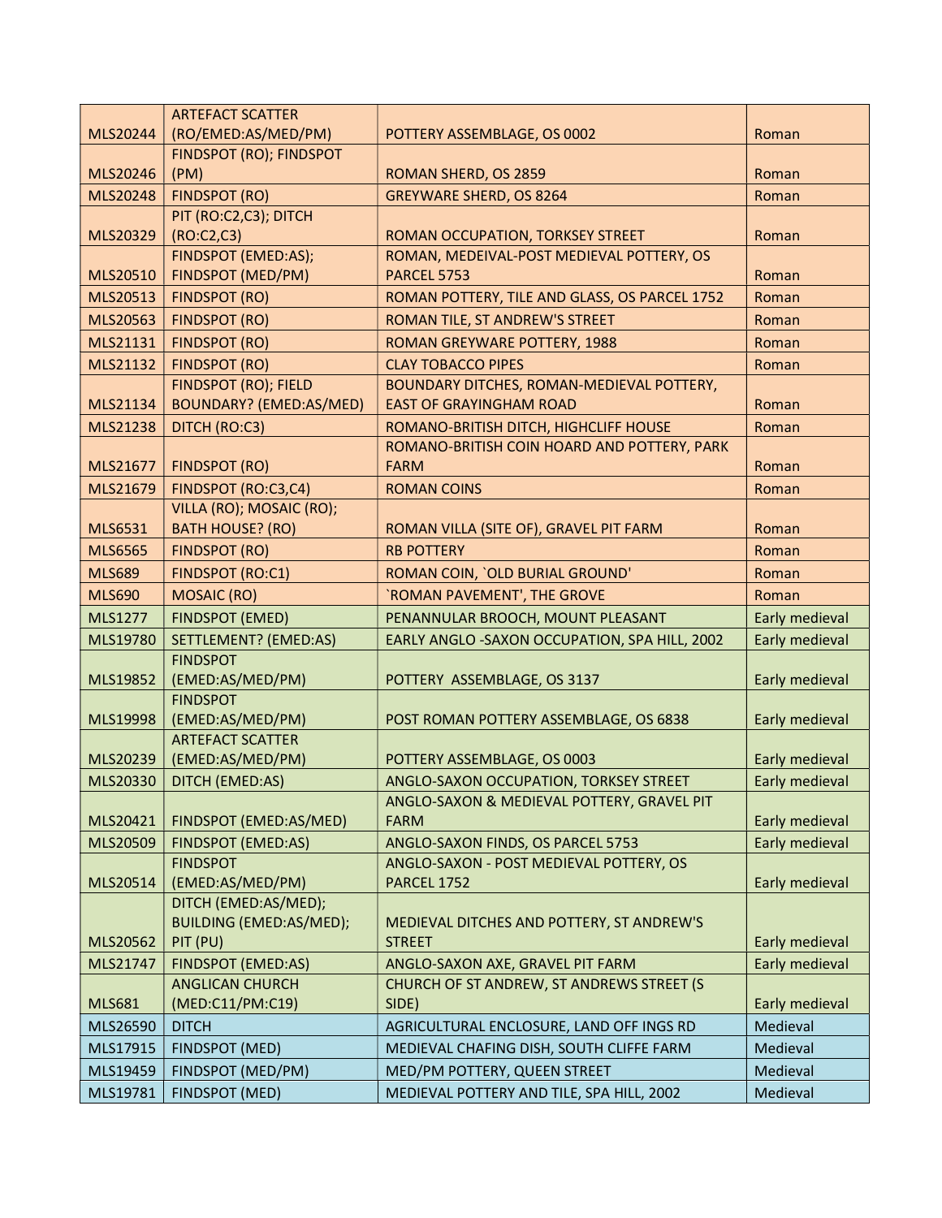| MLS20244 | ARTEFACT SCATTER (RO/EMED:AS/MED/PM) | POTTERY ASSEMBLAGE, OS 0002 | Roman |
|---|---|---|---|
| MLS20246 | FINDSPOT (RO); FINDSPOT (PM) | ROMAN SHERD, OS 2859 | Roman |
| MLS20248 | FINDSPOT (RO) | GREYWARE SHERD, OS 8264 | Roman |
| MLS20329 | PIT (RO:C2,C3); DITCH (RO:C2,C3) | ROMAN OCCUPATION, TORKSEY STREET | Roman |
| MLS20510 | FINDSPOT (EMED:AS); FINDSPOT (MED/PM) | ROMAN, MEDEIVAL-POST MEDIEVAL POTTERY, OS PARCEL 5753 | Roman |
| MLS20513 | FINDSPOT (RO) | ROMAN POTTERY, TILE AND GLASS, OS PARCEL 1752 | Roman |
| MLS20563 | FINDSPOT (RO) | ROMAN TILE, ST ANDREW'S STREET | Roman |
| MLS21131 | FINDSPOT (RO) | ROMAN GREYWARE POTTERY, 1988 | Roman |
| MLS21132 | FINDSPOT (RO) | CLAY TOBACCO PIPES | Roman |
| MLS21134 | FINDSPOT (RO); FIELD BOUNDARY? (EMED:AS/MED) | BOUNDARY DITCHES, ROMAN-MEDIEVAL POTTERY, EAST OF GRAYINGHAM ROAD | Roman |
| MLS21238 | DITCH (RO:C3) | ROMANO-BRITISH DITCH, HIGHCLIFF HOUSE | Roman |
| MLS21677 | FINDSPOT (RO) | ROMANO-BRITISH COIN HOARD AND POTTERY, PARK FARM | Roman |
| MLS21679 | FINDSPOT (RO:C3,C4) | ROMAN COINS | Roman |
| MLS6531 | VILLA (RO); MOSAIC (RO); BATH HOUSE? (RO) | ROMAN VILLA (SITE OF), GRAVEL PIT FARM | Roman |
| MLS6565 | FINDSPOT (RO) | RB POTTERY | Roman |
| MLS689 | FINDSPOT (RO:C1) | ROMAN COIN, `OLD BURIAL GROUND' | Roman |
| MLS690 | MOSAIC (RO) | `ROMAN PAVEMENT', THE GROVE | Roman |
| MLS1277 | FINDSPOT (EMED) | PENANNULAR BROOCH, MOUNT PLEASANT | Early medieval |
| MLS19780 | SETTLEMENT? (EMED:AS) | EARLY ANGLO -SAXON OCCUPATION, SPA HILL, 2002 | Early medieval |
| MLS19852 | FINDSPOT (EMED:AS/MED/PM) | POTTERY ASSEMBLAGE, OS 3137 | Early medieval |
| MLS19998 | FINDSPOT (EMED:AS/MED/PM) | POST ROMAN POTTERY ASSEMBLAGE, OS 6838 | Early medieval |
| MLS20239 | ARTEFACT SCATTER (EMED:AS/MED/PM) | POTTERY ASSEMBLAGE, OS 0003 | Early medieval |
| MLS20330 | DITCH (EMED:AS) | ANGLO-SAXON OCCUPATION, TORKSEY STREET | Early medieval |
| MLS20421 | FINDSPOT (EMED:AS/MED) | ANGLO-SAXON & MEDIEVAL POTTERY, GRAVEL PIT FARM | Early medieval |
| MLS20509 | FINDSPOT (EMED:AS) | ANGLO-SAXON FINDS, OS PARCEL 5753 | Early medieval |
| MLS20514 | FINDSPOT (EMED:AS/MED/PM) | ANGLO-SAXON - POST MEDIEVAL POTTERY, OS PARCEL 1752 | Early medieval |
| MLS20562 | DITCH (EMED:AS/MED); BUILDING (EMED:AS/MED); PIT (PU) | MEDIEVAL DITCHES AND POTTERY, ST ANDREW'S STREET | Early medieval |
| MLS21747 | FINDSPOT (EMED:AS) | ANGLO-SAXON AXE, GRAVEL PIT FARM | Early medieval |
| MLS681 | ANGLICAN CHURCH (MED:C11/PM:C19) | CHURCH OF ST ANDREW, ST ANDREWS STREET (S SIDE) | Early medieval |
| MLS26590 | DITCH | AGRICULTURAL ENCLOSURE, LAND OFF INGS RD | Medieval |
| MLS17915 | FINDSPOT (MED) | MEDIEVAL CHAFING DISH, SOUTH CLIFFE FARM | Medieval |
| MLS19459 | FINDSPOT (MED/PM) | MED/PM POTTERY, QUEEN STREET | Medieval |
| MLS19781 | FINDSPOT (MED) | MEDIEVAL POTTERY AND TILE, SPA HILL, 2002 | Medieval |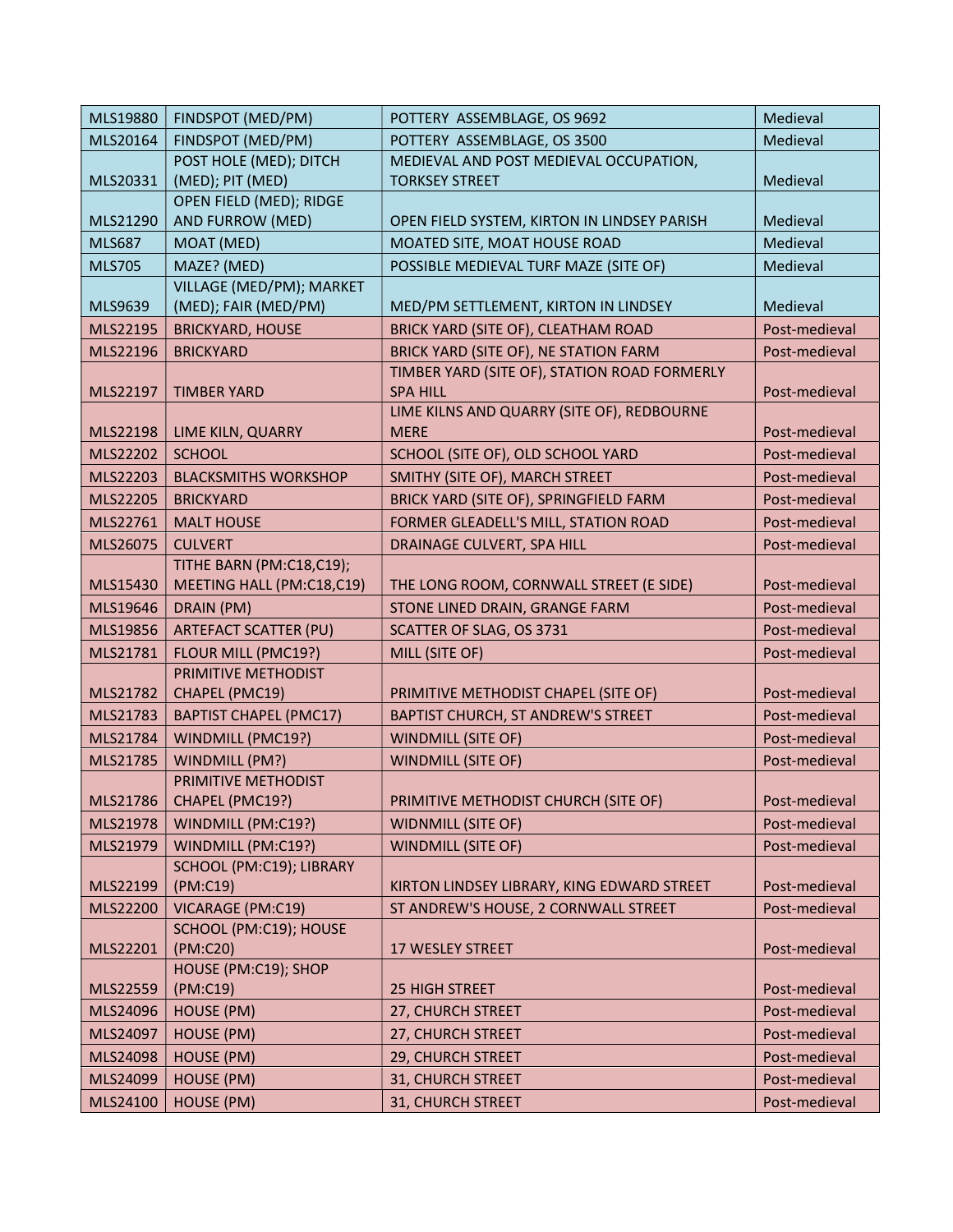| MLS19880 | FINDSPOT (MED/PM) | POTTERY  ASSEMBLAGE, OS 9692 | Medieval |
|---|---|---|---|
| MLS20164 | FINDSPOT (MED/PM) | POTTERY  ASSEMBLAGE, OS 3500 | Medieval |
| MLS20331 | POST HOLE (MED); DITCH (MED); PIT (MED) | MEDIEVAL AND POST MEDIEVAL OCCUPATION, TORKSEY STREET | Medieval |
| MLS21290 | OPEN FIELD (MED); RIDGE AND FURROW (MED) | OPEN FIELD SYSTEM, KIRTON IN LINDSEY PARISH | Medieval |
| MLS687 | MOAT (MED) | MOATED SITE, MOAT HOUSE ROAD | Medieval |
| MLS705 | MAZE? (MED) | POSSIBLE MEDIEVAL TURF MAZE (SITE OF) | Medieval |
| MLS9639 | VILLAGE (MED/PM); MARKET (MED); FAIR (MED/PM) | MED/PM SETTLEMENT, KIRTON IN LINDSEY | Medieval |
| MLS22195 | BRICKYARD, HOUSE | BRICK YARD (SITE OF), CLEATHAM ROAD | Post-medieval |
| MLS22196 | BRICKYARD | BRICK YARD (SITE OF), NE STATION FARM | Post-medieval |
| MLS22197 | TIMBER YARD | TIMBER YARD (SITE OF), STATION ROAD FORMERLY SPA HILL | Post-medieval |
| MLS22198 | LIME KILN, QUARRY | LIME KILNS AND QUARRY (SITE OF), REDBOURNE MERE | Post-medieval |
| MLS22202 | SCHOOL | SCHOOL (SITE OF), OLD SCHOOL YARD | Post-medieval |
| MLS22203 | BLACKSMITHS WORKSHOP | SMITHY (SITE OF), MARCH STREET | Post-medieval |
| MLS22205 | BRICKYARD | BRICK YARD (SITE OF), SPRINGFIELD FARM | Post-medieval |
| MLS22761 | MALT HOUSE | FORMER GLEADELL'S MILL, STATION ROAD | Post-medieval |
| MLS26075 | CULVERT | DRAINAGE CULVERT, SPA HILL | Post-medieval |
| MLS15430 | TITHE BARN (PM:C18,C19); MEETING HALL (PM:C18,C19) | THE LONG ROOM, CORNWALL STREET (E SIDE) | Post-medieval |
| MLS19646 | DRAIN (PM) | STONE LINED DRAIN, GRANGE FARM | Post-medieval |
| MLS19856 | ARTEFACT SCATTER (PU) | SCATTER OF SLAG, OS 3731 | Post-medieval |
| MLS21781 | FLOUR MILL (PMC19?) | MILL (SITE OF) | Post-medieval |
| MLS21782 | PRIMITIVE METHODIST CHAPEL (PMC19) | PRIMITIVE METHODIST CHAPEL (SITE OF) | Post-medieval |
| MLS21783 | BAPTIST CHAPEL (PMC17) | BAPTIST CHURCH, ST ANDREW'S STREET | Post-medieval |
| MLS21784 | WINDMILL (PMC19?) | WINDMILL (SITE OF) | Post-medieval |
| MLS21785 | WINDMILL (PM?) | WINDMILL (SITE OF) | Post-medieval |
| MLS21786 | PRIMITIVE METHODIST CHAPEL (PMC19?) | PRIMITIVE METHODIST CHURCH (SITE OF) | Post-medieval |
| MLS21978 | WINDMILL (PM:C19?) | WIDNMILL (SITE OF) | Post-medieval |
| MLS21979 | WINDMILL (PM:C19?) | WINDMILL (SITE OF) | Post-medieval |
| MLS22199 | SCHOOL (PM:C19); LIBRARY (PM:C19) | KIRTON LINDSEY LIBRARY, KING EDWARD STREET | Post-medieval |
| MLS22200 | VICARAGE (PM:C19) | ST ANDREW'S HOUSE, 2 CORNWALL STREET | Post-medieval |
| MLS22201 | SCHOOL (PM:C19); HOUSE (PM:C20) | 17 WESLEY STREET | Post-medieval |
| MLS22559 | HOUSE (PM:C19); SHOP (PM:C19) | 25 HIGH STREET | Post-medieval |
| MLS24096 | HOUSE (PM) | 27, CHURCH STREET | Post-medieval |
| MLS24097 | HOUSE (PM) | 27, CHURCH STREET | Post-medieval |
| MLS24098 | HOUSE (PM) | 29, CHURCH STREET | Post-medieval |
| MLS24099 | HOUSE (PM) | 31, CHURCH STREET | Post-medieval |
| MLS24100 | HOUSE (PM) | 31, CHURCH STREET | Post-medieval |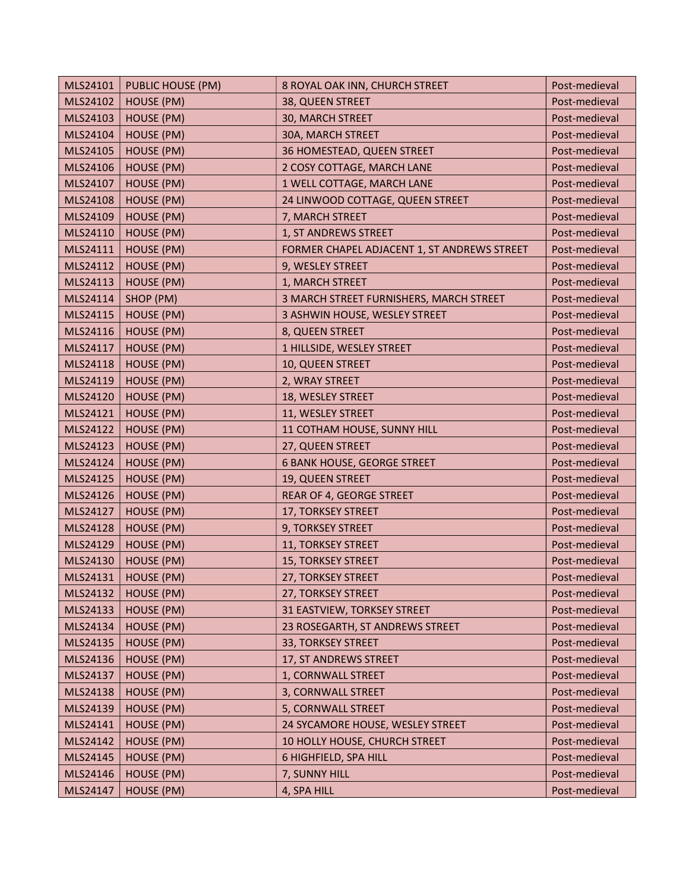| MLS24101 | PUBLIC HOUSE (PM) | 8 ROYAL OAK INN, CHURCH STREET | Post-medieval |
|---|---|---|---|
| MLS24102 | HOUSE (PM) | 38, QUEEN STREET | Post-medieval |
| MLS24103 | HOUSE (PM) | 30, MARCH STREET | Post-medieval |
| MLS24104 | HOUSE (PM) | 30A, MARCH STREET | Post-medieval |
| MLS24105 | HOUSE (PM) | 36 HOMESTEAD, QUEEN STREET | Post-medieval |
| MLS24106 | HOUSE (PM) | 2 COSY COTTAGE, MARCH LANE | Post-medieval |
| MLS24107 | HOUSE (PM) | 1 WELL COTTAGE, MARCH LANE | Post-medieval |
| MLS24108 | HOUSE (PM) | 24 LINWOOD COTTAGE, QUEEN STREET | Post-medieval |
| MLS24109 | HOUSE (PM) | 7, MARCH STREET | Post-medieval |
| MLS24110 | HOUSE (PM) | 1, ST ANDREWS STREET | Post-medieval |
| MLS24111 | HOUSE (PM) | FORMER CHAPEL ADJACENT 1, ST ANDREWS STREET | Post-medieval |
| MLS24112 | HOUSE (PM) | 9, WESLEY STREET | Post-medieval |
| MLS24113 | HOUSE (PM) | 1, MARCH STREET | Post-medieval |
| MLS24114 | SHOP (PM) | 3 MARCH STREET FURNISHERS, MARCH STREET | Post-medieval |
| MLS24115 | HOUSE (PM) | 3 ASHWIN HOUSE, WESLEY STREET | Post-medieval |
| MLS24116 | HOUSE (PM) | 8, QUEEN STREET | Post-medieval |
| MLS24117 | HOUSE (PM) | 1 HILLSIDE, WESLEY STREET | Post-medieval |
| MLS24118 | HOUSE (PM) | 10, QUEEN STREET | Post-medieval |
| MLS24119 | HOUSE (PM) | 2, WRAY STREET | Post-medieval |
| MLS24120 | HOUSE (PM) | 18, WESLEY STREET | Post-medieval |
| MLS24121 | HOUSE (PM) | 11, WESLEY STREET | Post-medieval |
| MLS24122 | HOUSE (PM) | 11 COTHAM HOUSE, SUNNY HILL | Post-medieval |
| MLS24123 | HOUSE (PM) | 27, QUEEN STREET | Post-medieval |
| MLS24124 | HOUSE (PM) | 6 BANK HOUSE, GEORGE STREET | Post-medieval |
| MLS24125 | HOUSE (PM) | 19, QUEEN STREET | Post-medieval |
| MLS24126 | HOUSE (PM) | REAR OF 4, GEORGE STREET | Post-medieval |
| MLS24127 | HOUSE (PM) | 17, TORKSEY STREET | Post-medieval |
| MLS24128 | HOUSE (PM) | 9, TORKSEY STREET | Post-medieval |
| MLS24129 | HOUSE (PM) | 11, TORKSEY STREET | Post-medieval |
| MLS24130 | HOUSE (PM) | 15, TORKSEY STREET | Post-medieval |
| MLS24131 | HOUSE (PM) | 27, TORKSEY STREET | Post-medieval |
| MLS24132 | HOUSE (PM) | 27, TORKSEY STREET | Post-medieval |
| MLS24133 | HOUSE (PM) | 31 EASTVIEW, TORKSEY STREET | Post-medieval |
| MLS24134 | HOUSE (PM) | 23 ROSEGARTH, ST ANDREWS STREET | Post-medieval |
| MLS24135 | HOUSE (PM) | 33, TORKSEY STREET | Post-medieval |
| MLS24136 | HOUSE (PM) | 17, ST ANDREWS STREET | Post-medieval |
| MLS24137 | HOUSE (PM) | 1, CORNWALL STREET | Post-medieval |
| MLS24138 | HOUSE (PM) | 3, CORNWALL STREET | Post-medieval |
| MLS24139 | HOUSE (PM) | 5, CORNWALL STREET | Post-medieval |
| MLS24141 | HOUSE (PM) | 24 SYCAMORE HOUSE, WESLEY STREET | Post-medieval |
| MLS24142 | HOUSE (PM) | 10 HOLLY HOUSE, CHURCH STREET | Post-medieval |
| MLS24145 | HOUSE (PM) | 6 HIGHFIELD, SPA HILL | Post-medieval |
| MLS24146 | HOUSE (PM) | 7, SUNNY HILL | Post-medieval |
| MLS24147 | HOUSE (PM) | 4, SPA HILL | Post-medieval |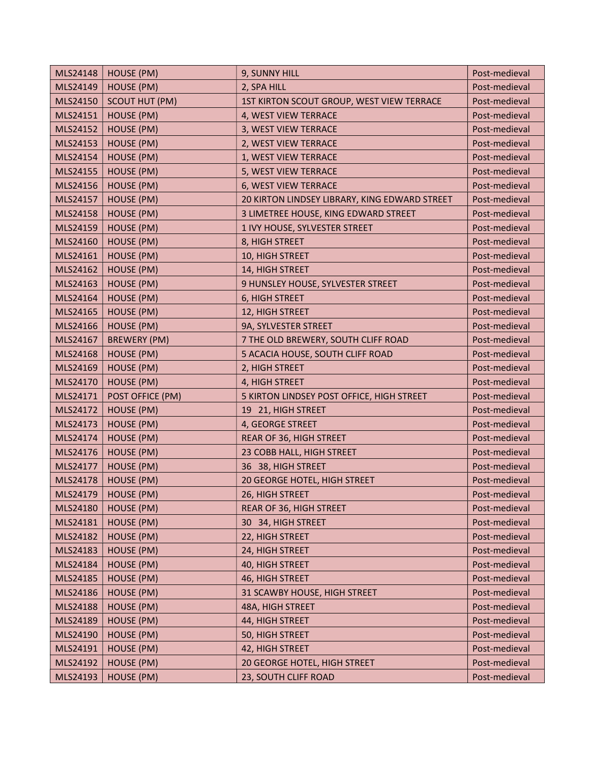| MLS24148 | HOUSE (PM) | 9, SUNNY HILL | Post-medieval |
|---|---|---|---|
| MLS24149 | HOUSE (PM) | 2, SPA HILL | Post-medieval |
| MLS24150 | SCOUT HUT (PM) | 1ST KIRTON SCOUT GROUP, WEST VIEW TERRACE | Post-medieval |
| MLS24151 | HOUSE (PM) | 4, WEST VIEW TERRACE | Post-medieval |
| MLS24152 | HOUSE (PM) | 3, WEST VIEW TERRACE | Post-medieval |
| MLS24153 | HOUSE (PM) | 2, WEST VIEW TERRACE | Post-medieval |
| MLS24154 | HOUSE (PM) | 1, WEST VIEW TERRACE | Post-medieval |
| MLS24155 | HOUSE (PM) | 5, WEST VIEW TERRACE | Post-medieval |
| MLS24156 | HOUSE (PM) | 6, WEST VIEW TERRACE | Post-medieval |
| MLS24157 | HOUSE (PM) | 20 KIRTON LINDSEY LIBRARY, KING EDWARD STREET | Post-medieval |
| MLS24158 | HOUSE (PM) | 3 LIMETREE HOUSE, KING EDWARD STREET | Post-medieval |
| MLS24159 | HOUSE (PM) | 1 IVY HOUSE, SYLVESTER STREET | Post-medieval |
| MLS24160 | HOUSE (PM) | 8, HIGH STREET | Post-medieval |
| MLS24161 | HOUSE (PM) | 10, HIGH STREET | Post-medieval |
| MLS24162 | HOUSE (PM) | 14, HIGH STREET | Post-medieval |
| MLS24163 | HOUSE (PM) | 9 HUNSLEY HOUSE, SYLVESTER STREET | Post-medieval |
| MLS24164 | HOUSE (PM) | 6, HIGH STREET | Post-medieval |
| MLS24165 | HOUSE (PM) | 12, HIGH STREET | Post-medieval |
| MLS24166 | HOUSE (PM) | 9A, SYLVESTER STREET | Post-medieval |
| MLS24167 | BREWERY (PM) | 7 THE OLD BREWERY, SOUTH CLIFF ROAD | Post-medieval |
| MLS24168 | HOUSE (PM) | 5 ACACIA HOUSE, SOUTH CLIFF ROAD | Post-medieval |
| MLS24169 | HOUSE (PM) | 2, HIGH STREET | Post-medieval |
| MLS24170 | HOUSE (PM) | 4, HIGH STREET | Post-medieval |
| MLS24171 | POST OFFICE (PM) | 5 KIRTON LINDSEY POST OFFICE, HIGH STREET | Post-medieval |
| MLS24172 | HOUSE (PM) | 19 21, HIGH STREET | Post-medieval |
| MLS24173 | HOUSE (PM) | 4, GEORGE STREET | Post-medieval |
| MLS24174 | HOUSE (PM) | REAR OF 36, HIGH STREET | Post-medieval |
| MLS24176 | HOUSE (PM) | 23 COBB HALL, HIGH STREET | Post-medieval |
| MLS24177 | HOUSE (PM) | 36 38, HIGH STREET | Post-medieval |
| MLS24178 | HOUSE (PM) | 20 GEORGE HOTEL, HIGH STREET | Post-medieval |
| MLS24179 | HOUSE (PM) | 26, HIGH STREET | Post-medieval |
| MLS24180 | HOUSE (PM) | REAR OF 36, HIGH STREET | Post-medieval |
| MLS24181 | HOUSE (PM) | 30 34, HIGH STREET | Post-medieval |
| MLS24182 | HOUSE (PM) | 22, HIGH STREET | Post-medieval |
| MLS24183 | HOUSE (PM) | 24, HIGH STREET | Post-medieval |
| MLS24184 | HOUSE (PM) | 40, HIGH STREET | Post-medieval |
| MLS24185 | HOUSE (PM) | 46, HIGH STREET | Post-medieval |
| MLS24186 | HOUSE (PM) | 31 SCAWBY HOUSE, HIGH STREET | Post-medieval |
| MLS24188 | HOUSE (PM) | 48A, HIGH STREET | Post-medieval |
| MLS24189 | HOUSE (PM) | 44, HIGH STREET | Post-medieval |
| MLS24190 | HOUSE (PM) | 50, HIGH STREET | Post-medieval |
| MLS24191 | HOUSE (PM) | 42, HIGH STREET | Post-medieval |
| MLS24192 | HOUSE (PM) | 20 GEORGE HOTEL, HIGH STREET | Post-medieval |
| MLS24193 | HOUSE (PM) | 23, SOUTH CLIFF ROAD | Post-medieval |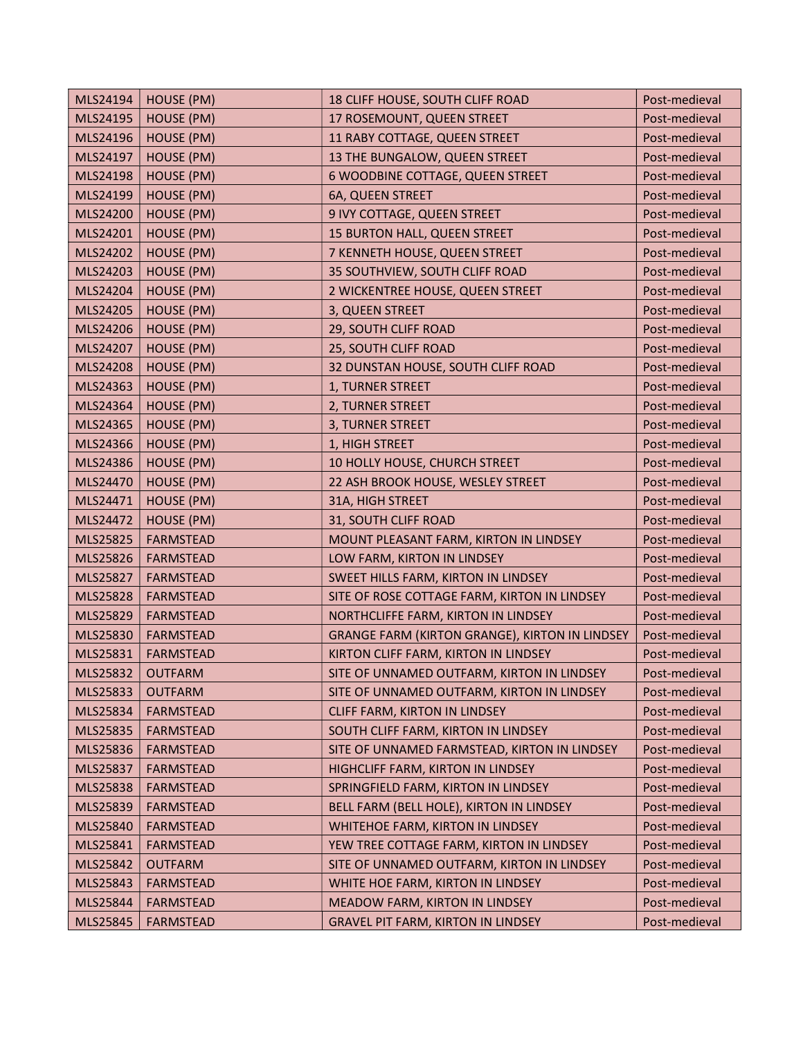| | | | |
|---|---|---|---|
| MLS24194 | HOUSE (PM) | 18 CLIFF HOUSE, SOUTH CLIFF ROAD | Post-medieval |
| MLS24195 | HOUSE (PM) | 17 ROSEMOUNT, QUEEN STREET | Post-medieval |
| MLS24196 | HOUSE (PM) | 11 RABY COTTAGE, QUEEN STREET | Post-medieval |
| MLS24197 | HOUSE (PM) | 13 THE BUNGALOW, QUEEN STREET | Post-medieval |
| MLS24198 | HOUSE (PM) | 6 WOODBINE COTTAGE, QUEEN STREET | Post-medieval |
| MLS24199 | HOUSE (PM) | 6A, QUEEN STREET | Post-medieval |
| MLS24200 | HOUSE (PM) | 9 IVY COTTAGE, QUEEN STREET | Post-medieval |
| MLS24201 | HOUSE (PM) | 15 BURTON HALL, QUEEN STREET | Post-medieval |
| MLS24202 | HOUSE (PM) | 7 KENNETH HOUSE, QUEEN STREET | Post-medieval |
| MLS24203 | HOUSE (PM) | 35 SOUTHVIEW, SOUTH CLIFF ROAD | Post-medieval |
| MLS24204 | HOUSE (PM) | 2 WICKENTREE HOUSE, QUEEN STREET | Post-medieval |
| MLS24205 | HOUSE (PM) | 3, QUEEN STREET | Post-medieval |
| MLS24206 | HOUSE (PM) | 29, SOUTH CLIFF ROAD | Post-medieval |
| MLS24207 | HOUSE (PM) | 25, SOUTH CLIFF ROAD | Post-medieval |
| MLS24208 | HOUSE (PM) | 32 DUNSTAN HOUSE, SOUTH CLIFF ROAD | Post-medieval |
| MLS24363 | HOUSE (PM) | 1, TURNER STREET | Post-medieval |
| MLS24364 | HOUSE (PM) | 2, TURNER STREET | Post-medieval |
| MLS24365 | HOUSE (PM) | 3, TURNER STREET | Post-medieval |
| MLS24366 | HOUSE (PM) | 1, HIGH STREET | Post-medieval |
| MLS24386 | HOUSE (PM) | 10 HOLLY HOUSE, CHURCH STREET | Post-medieval |
| MLS24470 | HOUSE (PM) | 22 ASH BROOK HOUSE, WESLEY STREET | Post-medieval |
| MLS24471 | HOUSE (PM) | 31A, HIGH STREET | Post-medieval |
| MLS24472 | HOUSE (PM) | 31, SOUTH CLIFF ROAD | Post-medieval |
| MLS25825 | FARMSTEAD | MOUNT PLEASANT FARM, KIRTON IN LINDSEY | Post-medieval |
| MLS25826 | FARMSTEAD | LOW FARM, KIRTON IN LINDSEY | Post-medieval |
| MLS25827 | FARMSTEAD | SWEET HILLS FARM, KIRTON IN LINDSEY | Post-medieval |
| MLS25828 | FARMSTEAD | SITE OF ROSE COTTAGE FARM, KIRTON IN LINDSEY | Post-medieval |
| MLS25829 | FARMSTEAD | NORTHCLIFFE FARM, KIRTON IN LINDSEY | Post-medieval |
| MLS25830 | FARMSTEAD | GRANGE FARM (KIRTON GRANGE), KIRTON IN LINDSEY | Post-medieval |
| MLS25831 | FARMSTEAD | KIRTON CLIFF FARM, KIRTON IN LINDSEY | Post-medieval |
| MLS25832 | OUTFARM | SITE OF UNNAMED OUTFARM, KIRTON IN LINDSEY | Post-medieval |
| MLS25833 | OUTFARM | SITE OF UNNAMED OUTFARM, KIRTON IN LINDSEY | Post-medieval |
| MLS25834 | FARMSTEAD | CLIFF FARM, KIRTON IN LINDSEY | Post-medieval |
| MLS25835 | FARMSTEAD | SOUTH CLIFF FARM, KIRTON IN LINDSEY | Post-medieval |
| MLS25836 | FARMSTEAD | SITE OF UNNAMED FARMSTEAD, KIRTON IN LINDSEY | Post-medieval |
| MLS25837 | FARMSTEAD | HIGHCLIFF FARM, KIRTON IN LINDSEY | Post-medieval |
| MLS25838 | FARMSTEAD | SPRINGFIELD FARM, KIRTON IN LINDSEY | Post-medieval |
| MLS25839 | FARMSTEAD | BELL FARM (BELL HOLE), KIRTON IN LINDSEY | Post-medieval |
| MLS25840 | FARMSTEAD | WHITEHOE FARM, KIRTON IN LINDSEY | Post-medieval |
| MLS25841 | FARMSTEAD | YEW TREE COTTAGE FARM, KIRTON IN LINDSEY | Post-medieval |
| MLS25842 | OUTFARM | SITE OF UNNAMED OUTFARM, KIRTON IN LINDSEY | Post-medieval |
| MLS25843 | FARMSTEAD | WHITE HOE FARM, KIRTON IN LINDSEY | Post-medieval |
| MLS25844 | FARMSTEAD | MEADOW FARM, KIRTON IN LINDSEY | Post-medieval |
| MLS25845 | FARMSTEAD | GRAVEL PIT FARM, KIRTON IN LINDSEY | Post-medieval |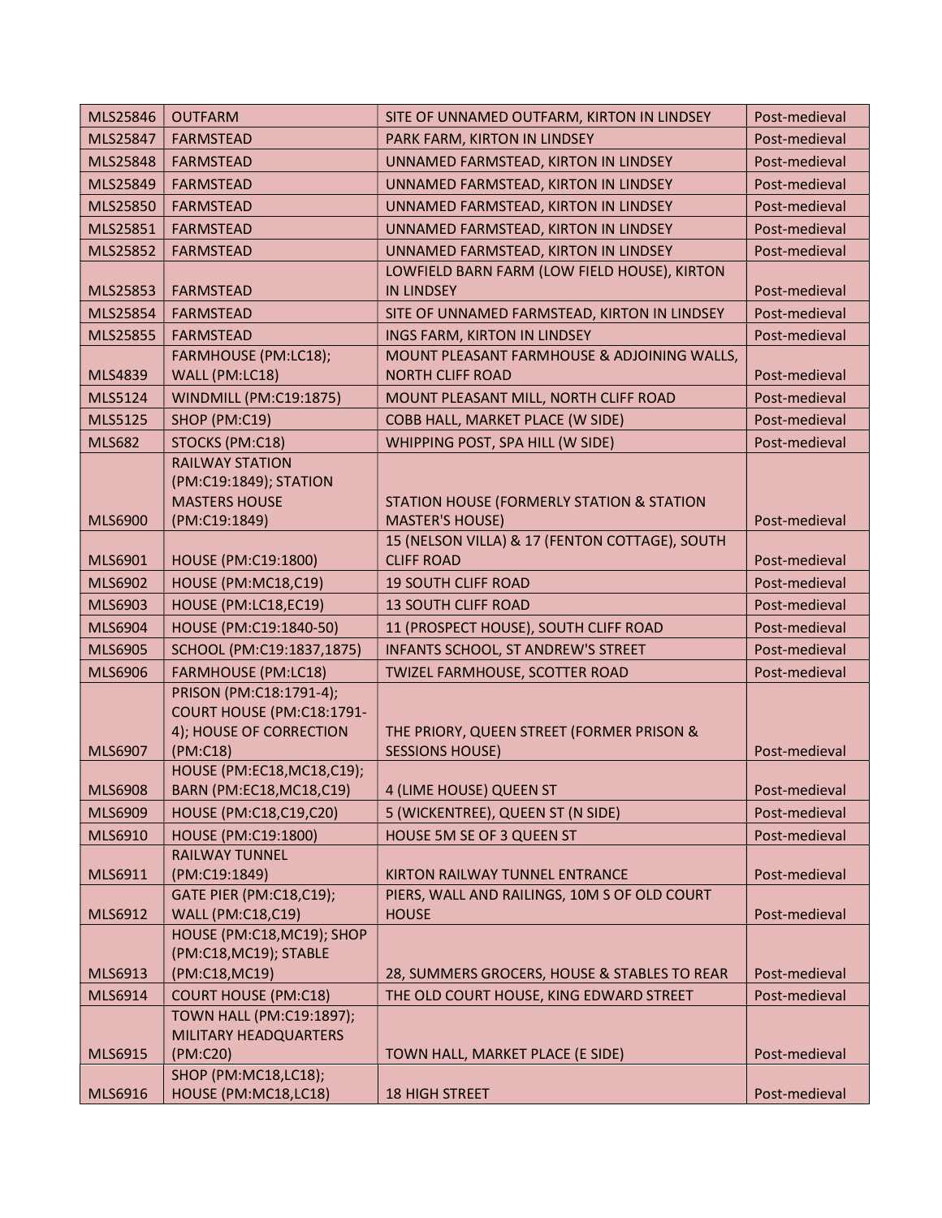| MLS25846 | OUTFARM | SITE OF UNNAMED OUTFARM, KIRTON IN LINDSEY | Post-medieval |
|---|---|---|---|
| MLS25847 | FARMSTEAD | PARK FARM, KIRTON IN LINDSEY | Post-medieval |
| MLS25848 | FARMSTEAD | UNNAMED FARMSTEAD, KIRTON IN LINDSEY | Post-medieval |
| MLS25849 | FARMSTEAD | UNNAMED FARMSTEAD, KIRTON IN LINDSEY | Post-medieval |
| MLS25850 | FARMSTEAD | UNNAMED FARMSTEAD, KIRTON IN LINDSEY | Post-medieval |
| MLS25851 | FARMSTEAD | UNNAMED FARMSTEAD, KIRTON IN LINDSEY | Post-medieval |
| MLS25852 | FARMSTEAD | UNNAMED FARMSTEAD, KIRTON IN LINDSEY | Post-medieval |
| MLS25853 | FARMSTEAD | LOWFIELD BARN FARM (LOW FIELD HOUSE), KIRTON IN LINDSEY | Post-medieval |
| MLS25854 | FARMSTEAD | SITE OF UNNAMED FARMSTEAD, KIRTON IN LINDSEY | Post-medieval |
| MLS25855 | FARMSTEAD | INGS FARM, KIRTON IN LINDSEY | Post-medieval |
| MLS4839 | FARMHOUSE (PM:LC18); WALL (PM:LC18) | MOUNT PLEASANT FARMHOUSE & ADJOINING WALLS, NORTH CLIFF ROAD | Post-medieval |
| MLS5124 | WINDMILL (PM:C19:1875) | MOUNT PLEASANT MILL, NORTH CLIFF ROAD | Post-medieval |
| MLS5125 | SHOP (PM:C19) | COBB HALL, MARKET PLACE (W SIDE) | Post-medieval |
| MLS682 | STOCKS (PM:C18) | WHIPPING POST, SPA HILL (W SIDE) | Post-medieval |
| MLS6900 | RAILWAY STATION (PM:C19:1849); STATION MASTERS HOUSE (PM:C19:1849) | STATION HOUSE (FORMERLY STATION & STATION MASTER'S HOUSE) | Post-medieval |
| MLS6901 | HOUSE (PM:C19:1800) | 15 (NELSON VILLA) & 17 (FENTON COTTAGE), SOUTH CLIFF ROAD | Post-medieval |
| MLS6902 | HOUSE (PM:MC18,C19) | 19 SOUTH CLIFF ROAD | Post-medieval |
| MLS6903 | HOUSE (PM:LC18,EC19) | 13 SOUTH CLIFF ROAD | Post-medieval |
| MLS6904 | HOUSE (PM:C19:1840-50) | 11 (PROSPECT HOUSE), SOUTH CLIFF ROAD | Post-medieval |
| MLS6905 | SCHOOL (PM:C19:1837,1875) | INFANTS SCHOOL, ST ANDREW'S STREET | Post-medieval |
| MLS6906 | FARMHOUSE (PM:LC18) | TWIZEL FARMHOUSE, SCOTTER ROAD | Post-medieval |
| MLS6907 | PRISON (PM:C18:1791-4); COURT HOUSE (PM:C18:1791-4); HOUSE OF CORRECTION (PM:C18) | THE PRIORY, QUEEN STREET (FORMER PRISON & SESSIONS HOUSE) | Post-medieval |
| MLS6908 | HOUSE (PM:EC18,MC18,C19); BARN (PM:EC18,MC18,C19) | 4 (LIME HOUSE) QUEEN ST | Post-medieval |
| MLS6909 | HOUSE (PM:C18,C19,C20) | 5 (WICKENTREE), QUEEN ST (N SIDE) | Post-medieval |
| MLS6910 | HOUSE (PM:C19:1800) | HOUSE 5M SE OF 3 QUEEN ST | Post-medieval |
| MLS6911 | RAILWAY TUNNEL (PM:C19:1849) | KIRTON RAILWAY TUNNEL ENTRANCE | Post-medieval |
| MLS6912 | GATE PIER (PM:C18,C19); WALL (PM:C18,C19) | PIERS, WALL AND RAILINGS, 10M S OF OLD COURT HOUSE | Post-medieval |
| MLS6913 | HOUSE (PM:C18,MC19); SHOP (PM:C18,MC19); STABLE (PM:C18,MC19) | 28, SUMMERS GROCERS, HOUSE & STABLES TO REAR | Post-medieval |
| MLS6914 | COURT HOUSE (PM:C18) | THE OLD COURT HOUSE, KING EDWARD STREET | Post-medieval |
| MLS6915 | TOWN HALL (PM:C19:1897); MILITARY HEADQUARTERS (PM:C20) | TOWN HALL, MARKET PLACE (E SIDE) | Post-medieval |
| MLS6916 | SHOP (PM:MC18,LC18); HOUSE (PM:MC18,LC18) | 18 HIGH STREET | Post-medieval |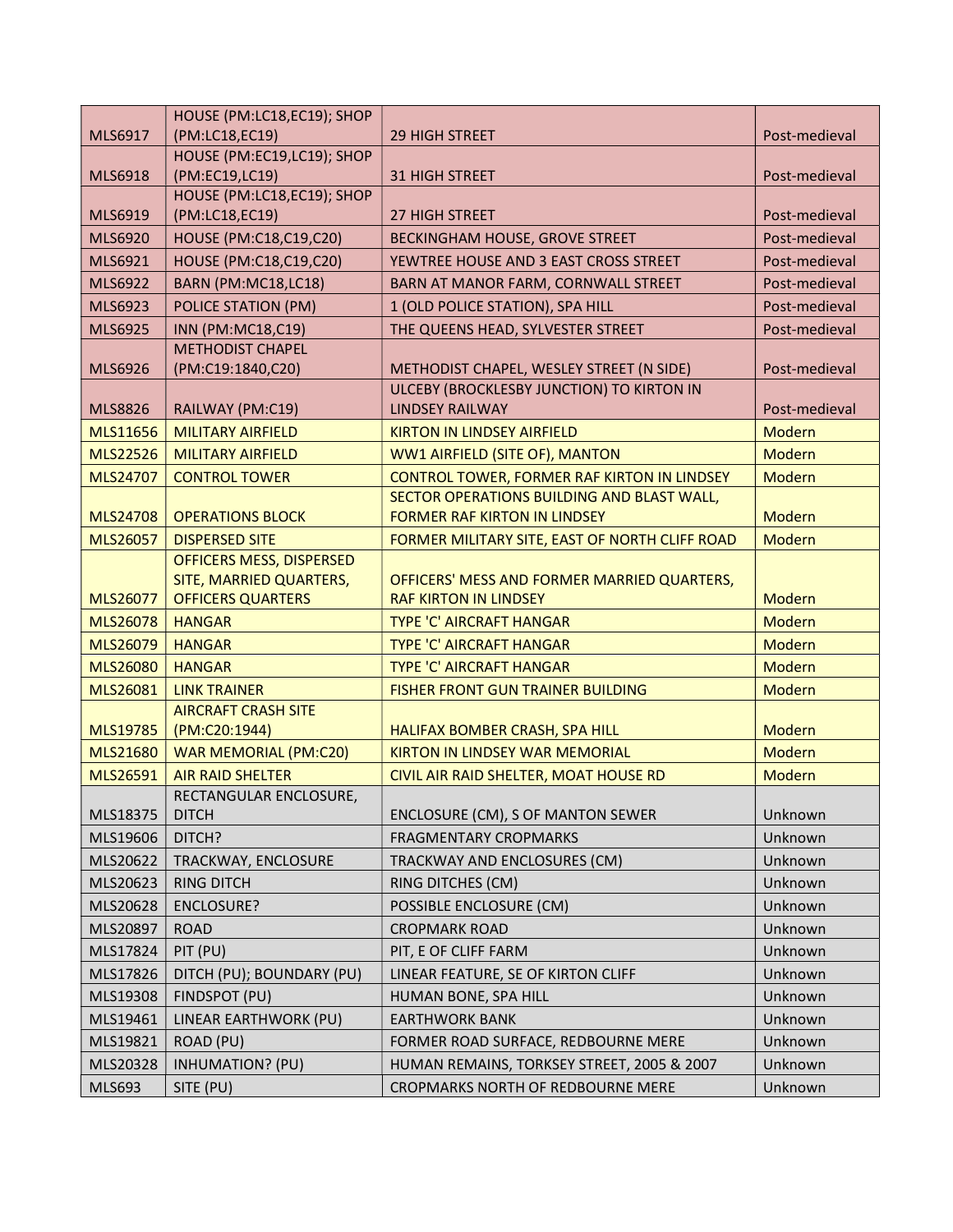| | | | |
|---|---|---|---|
| MLS6917 | HOUSE (PM:LC18,EC19); SHOP (PM:LC18,EC19) | 29 HIGH STREET | Post-medieval |
| MLS6918 | HOUSE (PM:EC19,LC19); SHOP (PM:EC19,LC19) | 31 HIGH STREET | Post-medieval |
| MLS6919 | HOUSE (PM:LC18,EC19); SHOP (PM:LC18,EC19) | 27 HIGH STREET | Post-medieval |
| MLS6920 | HOUSE (PM:C18,C19,C20) | BECKINGHAM HOUSE, GROVE STREET | Post-medieval |
| MLS6921 | HOUSE (PM:C18,C19,C20) | YEWTREE HOUSE AND 3 EAST CROSS STREET | Post-medieval |
| MLS6922 | BARN (PM:MC18,LC18) | BARN AT MANOR FARM, CORNWALL STREET | Post-medieval |
| MLS6923 | POLICE STATION (PM) | 1 (OLD POLICE STATION), SPA HILL | Post-medieval |
| MLS6925 | INN (PM:MC18,C19) | THE QUEENS HEAD, SYLVESTER STREET | Post-medieval |
| MLS6926 | METHODIST CHAPEL (PM:C19:1840,C20) | METHODIST CHAPEL, WESLEY STREET (N SIDE) | Post-medieval |
| MLS8826 | RAILWAY (PM:C19) | ULCEBY (BROCKLESBY JUNCTION) TO KIRTON IN LINDSEY RAILWAY | Post-medieval |
| MLS11656 | MILITARY AIRFIELD | KIRTON IN LINDSEY AIRFIELD | Modern |
| MLS22526 | MILITARY AIRFIELD | WW1 AIRFIELD (SITE OF), MANTON | Modern |
| MLS24707 | CONTROL TOWER | CONTROL TOWER, FORMER RAF KIRTON IN LINDSEY | Modern |
| MLS24708 | OPERATIONS BLOCK | SECTOR OPERATIONS BUILDING AND BLAST WALL, FORMER RAF KIRTON IN LINDSEY | Modern |
| MLS26057 | DISPERSED SITE | FORMER MILITARY SITE, EAST OF NORTH CLIFF ROAD | Modern |
| MLS26077 | OFFICERS MESS, DISPERSED SITE, MARRIED QUARTERS, OFFICERS QUARTERS | OFFICERS' MESS AND FORMER MARRIED QUARTERS, RAF KIRTON IN LINDSEY | Modern |
| MLS26078 | HANGAR | TYPE 'C' AIRCRAFT HANGAR | Modern |
| MLS26079 | HANGAR | TYPE 'C' AIRCRAFT HANGAR | Modern |
| MLS26080 | HANGAR | TYPE 'C' AIRCRAFT HANGAR | Modern |
| MLS26081 | LINK TRAINER | FISHER FRONT GUN TRAINER BUILDING | Modern |
| MLS19785 | AIRCRAFT CRASH SITE (PM:C20:1944) | HALIFAX BOMBER CRASH, SPA HILL | Modern |
| MLS21680 | WAR MEMORIAL (PM:C20) | KIRTON IN LINDSEY WAR MEMORIAL | Modern |
| MLS26591 | AIR RAID SHELTER | CIVIL AIR RAID SHELTER, MOAT HOUSE RD | Modern |
| MLS18375 | RECTANGULAR ENCLOSURE, DITCH | ENCLOSURE (CM), S OF MANTON SEWER | Unknown |
| MLS19606 | DITCH? | FRAGMENTARY CROPMARKS | Unknown |
| MLS20622 | TRACKWAY, ENCLOSURE | TRACKWAY AND ENCLOSURES (CM) | Unknown |
| MLS20623 | RING DITCH | RING DITCHES (CM) | Unknown |
| MLS20628 | ENCLOSURE? | POSSIBLE ENCLOSURE (CM) | Unknown |
| MLS20897 | ROAD | CROPMARK ROAD | Unknown |
| MLS17824 | PIT (PU) | PIT, E OF CLIFF FARM | Unknown |
| MLS17826 | DITCH (PU); BOUNDARY (PU) | LINEAR FEATURE, SE OF KIRTON CLIFF | Unknown |
| MLS19308 | FINDSPOT (PU) | HUMAN BONE, SPA HILL | Unknown |
| MLS19461 | LINEAR EARTHWORK (PU) | EARTHWORK BANK | Unknown |
| MLS19821 | ROAD (PU) | FORMER ROAD SURFACE, REDBOURNE MERE | Unknown |
| MLS20328 | INHUMATION? (PU) | HUMAN REMAINS, TORKSEY STREET, 2005 & 2007 | Unknown |
| MLS693 | SITE (PU) | CROPMARKS NORTH OF REDBOURNE MERE | Unknown |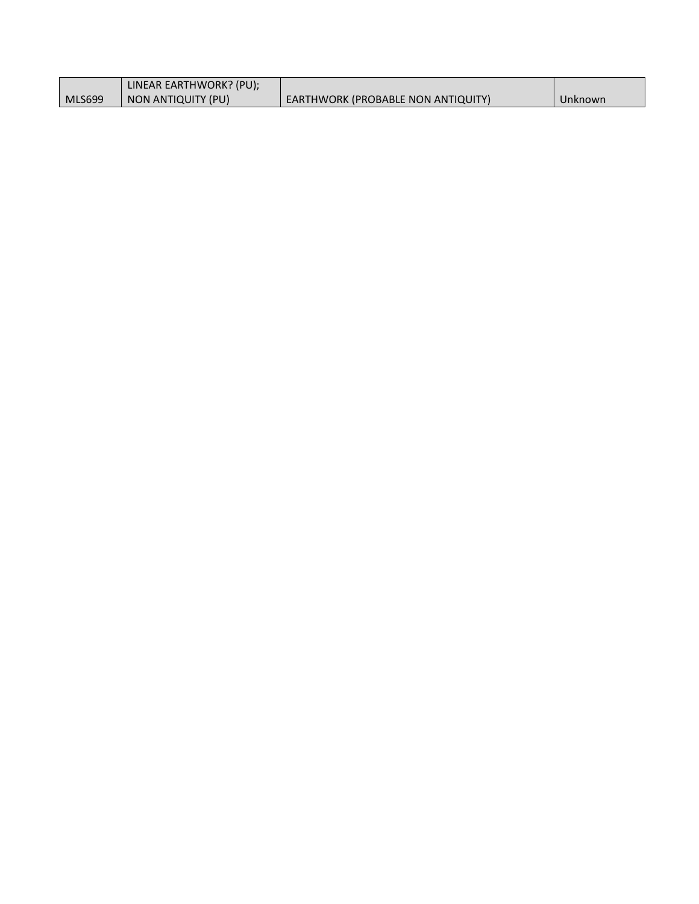| | | | |
|---|---|---|---|
| MLS699 | LINEAR EARTHWORK? (PU); NON ANTIQUITY (PU) | EARTHWORK (PROBABLE NON ANTIQUITY) | Unknown |